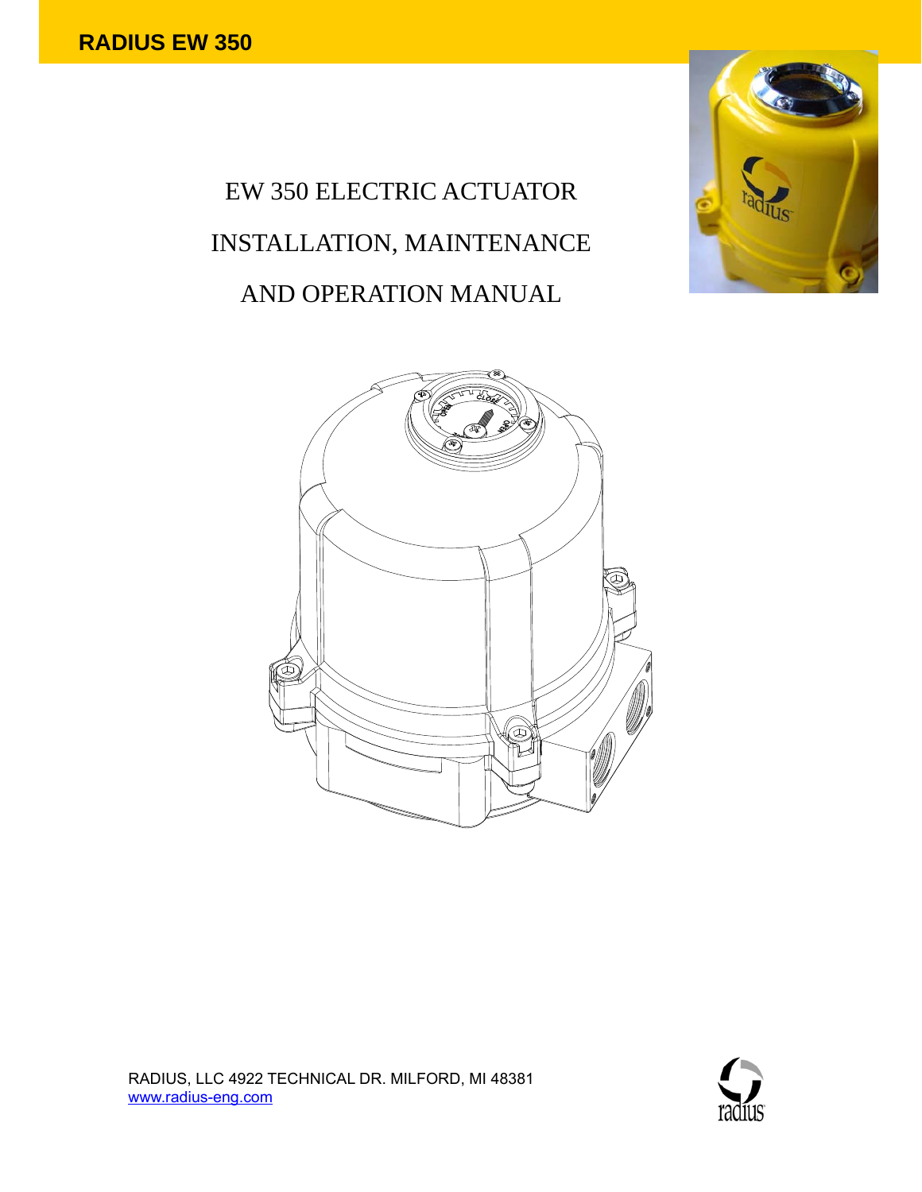# RADIUS EW 350

## EW 350 ELECTRIC ACTUATOR

## INSTALLATION, MAINTENANCE

## AND OPERATION MANUAL

RADIUS, LLC 4922 TECHNICAL DR. MILFORD, MI 48381
www.radius-eng.com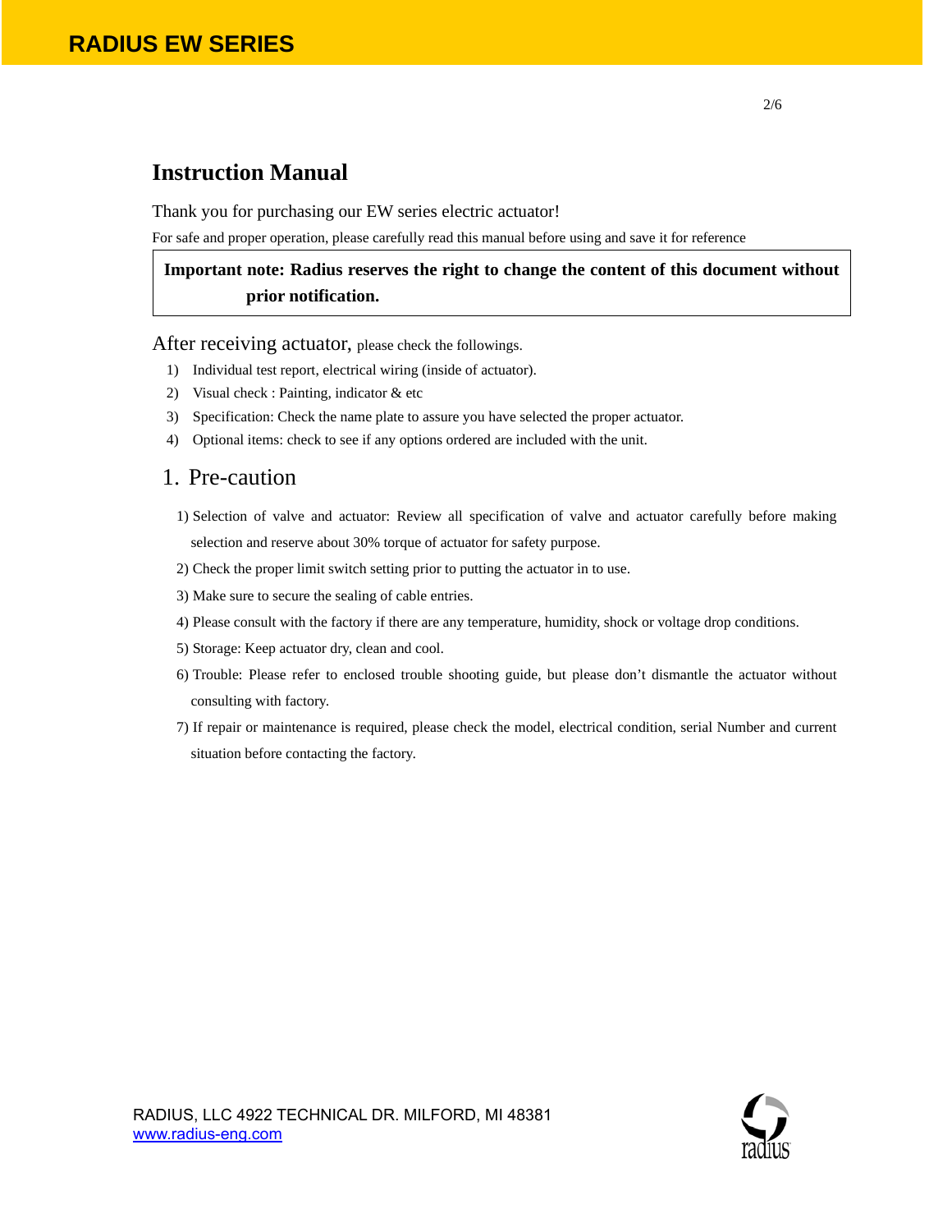# Instruction Manual

Thank you for purchasing our EW series electric actuator!

For safe and proper operation, please carefully read this manual before using and save it for reference

> **Important note: Radius reserves the right to change the content of this document without prior notification.**

After receiving actuator, please check the followings.

1) Individual test report, electrical wiring (inside of actuator).
2) Visual check : Painting, indicator & etc
3) Specification: Check the name plate to assure you have selected the proper actuator.
4) Optional items: check to see if any options ordered are included with the unit.

## 1. Pre-caution

1) Selection of valve and actuator: Review all specification of valve and actuator carefully before making selection and reserve about 30% torque of actuator for safety purpose.
2) Check the proper limit switch setting prior to putting the actuator in to use.
3) Make sure to secure the sealing of cable entries.
4) Please consult with the factory if there are any temperature, humidity, shock or voltage drop conditions.
5) Storage: Keep actuator dry, clean and cool.
6) Trouble: Please refer to enclosed trouble shooting guide, but please don't dismantle the actuator without consulting with factory.
7) If repair or maintenance is required, please check the model, electrical condition, serial Number and current situation before contacting the factory.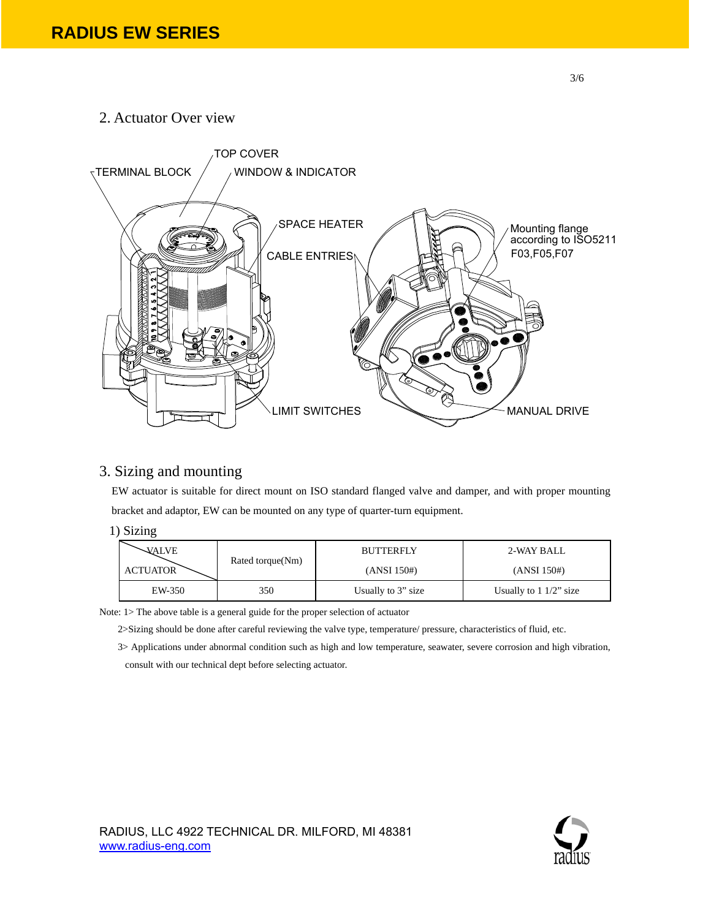## 2. Actuator Over view

TOP COVER

TERMINAL BLOCK

WINDOW & INDICATOR

SPACE HEATER

CABLE ENTRIES

Mounting flange according to ISO5211 F03,F05,F07

LIMIT SWITCHES

MANUAL DRIVE

## 3. Sizing and mounting

EW actuator is suitable for direct mount on ISO standard flanged valve and damper, and with proper mounting bracket and adaptor, EW can be mounted on any type of quarter-turn equipment.

### 1) Sizing

| VALVE / ACTUATOR | Rated torque(Nm) | BUTTERFLY (ANSI 150#) | 2-WAY BALL (ANSI 150#) |
|---|---|---|---|
| EW-350 | 350 | Usually to 3" size | Usually to 1 1/2" size |

Note: 1> The above table is a general guide for the proper selection of actuator

2>Sizing should be done after careful reviewing the valve type, temperature/ pressure, characteristics of fluid, etc.

3> Applications under abnormal condition such as high and low temperature, seawater, severe corrosion and high vibration, consult with our technical dept before selecting actuator.

RADIUS, LLC 4922 TECHNICAL DR. MILFORD, MI 48381
www.radius-eng.com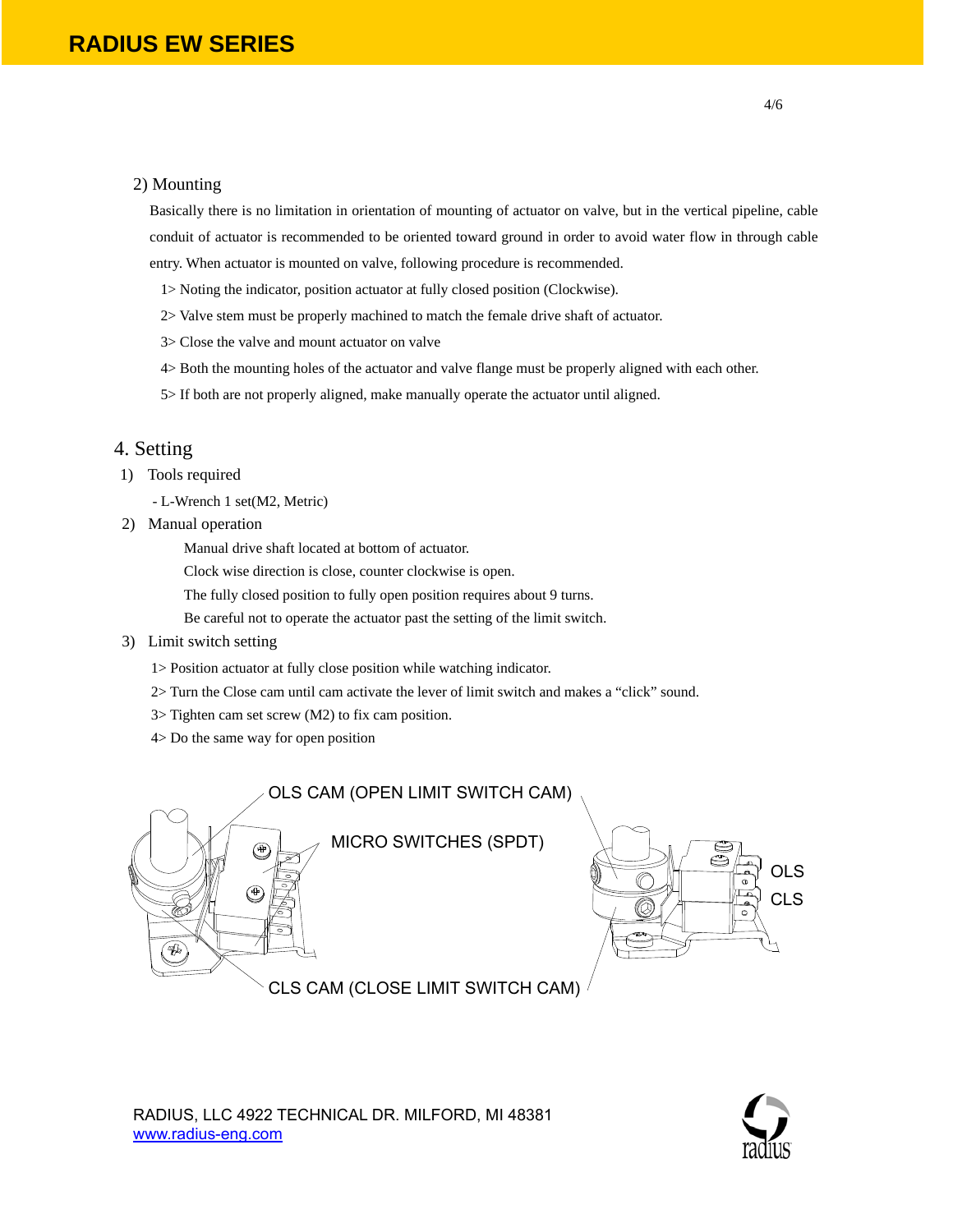2) Mounting

Basically there is no limitation in orientation of mounting of actuator on valve, but in the vertical pipeline, cable conduit of actuator is recommended to be oriented toward ground in order to avoid water flow in through cable entry. When actuator is mounted on valve, following procedure is recommended.

1> Noting the indicator, position actuator at fully closed position (Clockwise).

2> Valve stem must be properly machined to match the female drive shaft of actuator.

3> Close the valve and mount actuator on valve

4> Both the mounting holes of the actuator and valve flange must be properly aligned with each other.

5> If both are not properly aligned, make manually operate the actuator until aligned.

## 4. Setting

1) Tools required

- L-Wrench 1 set(M2, Metric)

2) Manual operation

Manual drive shaft located at bottom of actuator.
Clock wise direction is close, counter clockwise is open.
The fully closed position to fully open position requires about 9 turns.
Be careful not to operate the actuator past the setting of the limit switch.

3) Limit switch setting

1> Position actuator at fully close position while watching indicator.

2> Turn the Close cam until cam activate the lever of limit switch and makes a "click" sound.

3> Tighten cam set screw (M2) to fix cam position.

4> Do the same way for open position

OLS CAM (OPEN LIMIT SWITCH CAM)

MICRO SWITCHES (SPDT)

OLS

CLS

CLS CAM (CLOSE LIMIT SWITCH CAM)

RADIUS, LLC 4922 TECHNICAL DR. MILFORD, MI 48381
www.radius-eng.com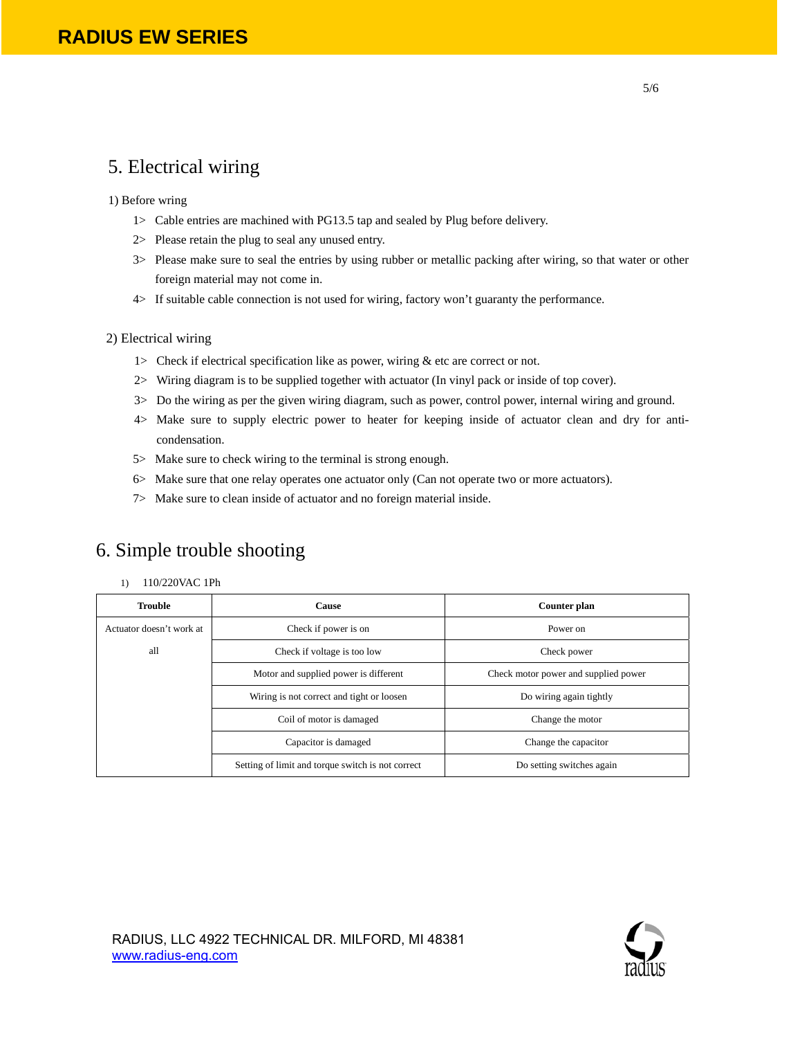## 5. Electrical wiring

1) Before wring

1> Cable entries are machined with PG13.5 tap and sealed by Plug before delivery.

2> Please retain the plug to seal any unused entry.

3> Please make sure to seal the entries by using rubber or metallic packing after wiring, so that water or other foreign material may not come in.

4> If suitable cable connection is not used for wiring, factory won't guaranty the performance.

2) Electrical wiring

1> Check if electrical specification like as power, wiring & etc are correct or not.

2> Wiring diagram is to be supplied together with actuator (In vinyl pack or inside of top cover).

3> Do the wiring as per the given wiring diagram, such as power, control power, internal wiring and ground.

4> Make sure to supply electric power to heater for keeping inside of actuator clean and dry for anti-condensation.

5> Make sure to check wiring to the terminal is strong enough.

6> Make sure that one relay operates one actuator only (Can not operate two or more actuators).

7> Make sure to clean inside of actuator and no foreign material inside.

## 6. Simple trouble shooting

1) 110/220VAC 1Ph

| Trouble | Cause | Counter plan |
|---|---|---|
| Actuator doesn't work at all | Check if power is on | Power on |
| | Check if voltage is too low | Check power |
| | Motor and supplied power is different | Check motor power and supplied power |
| | Wiring is not correct and tight or loosen | Do wiring again tightly |
| | Coil of motor is damaged | Change the motor |
| | Capacitor is damaged | Change the capacitor |
| | Setting of limit and torque switch is not correct | Do setting switches again |

RADIUS, LLC 4922 TECHNICAL DR. MILFORD, MI 48381
www.radius-eng.com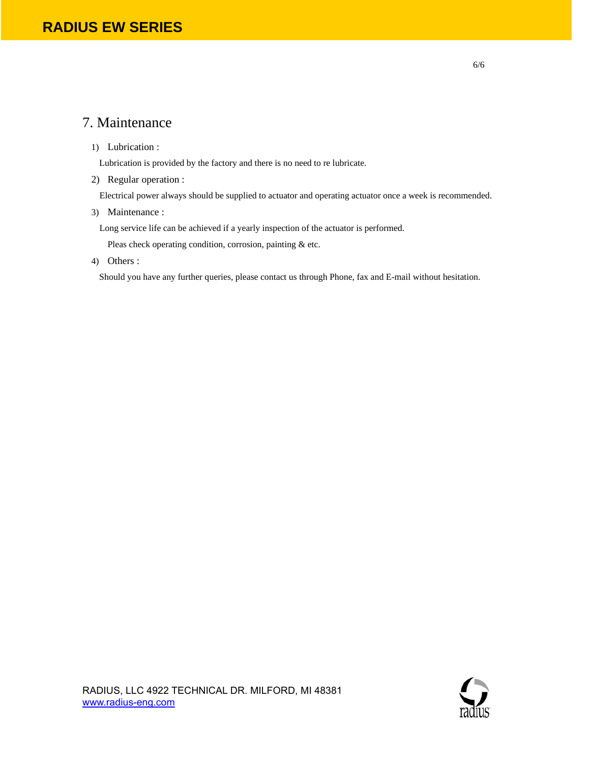## 7. Maintenance

1) Lubrication :

Lubrication is provided by the factory and there is no need to re lubricate.

2) Regular operation :

Electrical power always should be supplied to actuator and operating actuator once a week is recommended.

3) Maintenance :

Long service life can be achieved if a yearly inspection of the actuator is performed.

Pleas check operating condition, corrosion, painting & etc.

4) Others :

Should you have any further queries, please contact us through Phone, fax and E-mail without hesitation.

RADIUS, LLC 4922 TECHNICAL DR. MILFORD, MI 48381
www.radius-eng.com